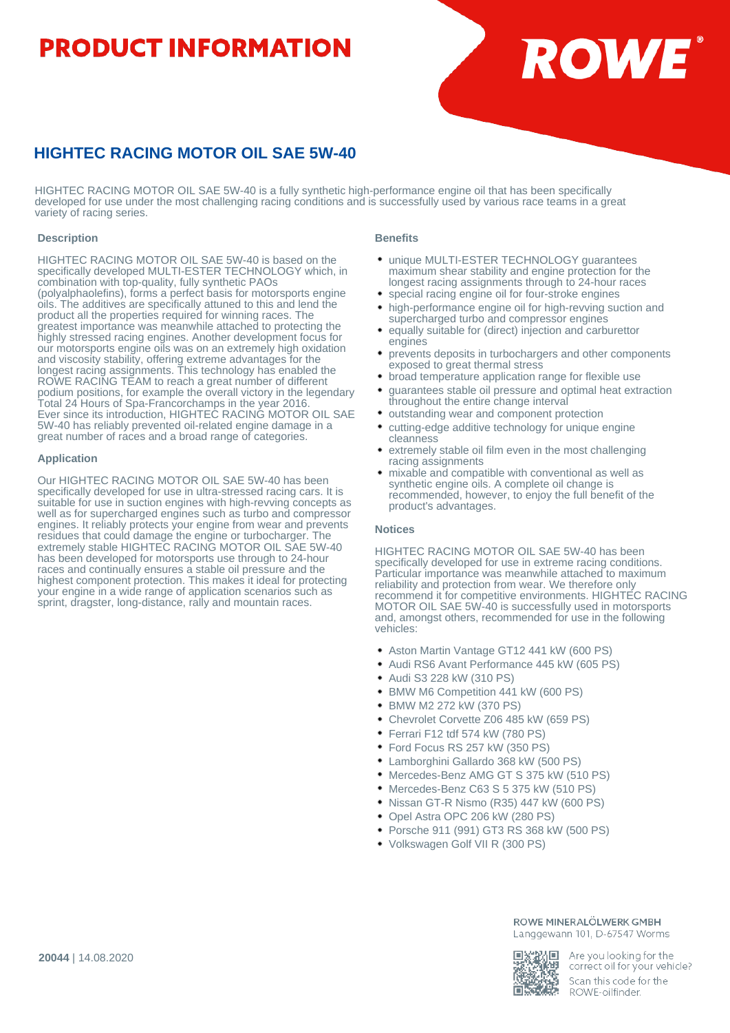# PRODUCT INFORMATION

## HIGHTEC RACING MOTOR OIL SAE 5W-40

HIGHTEC RACING MOTOR OIL SAE 5W-40 is a fully synthetic high-performance engine oil that has been specifically developed for use under the most challenging racing conditions and is successfully used by various race teams in a great variety of racing series.

### Description

HIGHTEC RACING MOTOR OIL SAE 5W-40 is based on the specifically developed MULTI-ESTER TECHNOLOGY which, in combination with top-quality, fully synthetic PAOs (polyalphaolefins), forms a perfect basis for motorsports engine oils. The additives are specifically attuned to this and lend the product all the properties required for winning races. The greatest importance was meanwhile attached to protecting the highly stressed racing engines. Another development focus for our motorsports engine oils was on an extremely high oxidation and viscosity stability, offering extreme advantages for the longest racing assignments. This technology has enabled the ROWE RACING TEAM to reach a great number of different podium positions, for example the overall victory in the legendary Total 24 Hours of Spa-Francorchamps in the year 2016.
Ever since its introduction, HIGHTEC RACING MOTOR OIL SAE 5W-40 has reliably prevented oil-related engine damage in a great number of races and a broad range of categories.

### Application

Our HIGHTEC RACING MOTOR OIL SAE 5W-40 has been specifically developed for use in ultra-stressed racing cars. It is suitable for use in suction engines with high-revving concepts as well as for supercharged engines such as turbo and compressor engines. It reliably protects your engine from wear and prevents residues that could damage the engine or turbocharger. The extremely stable HIGHTEC RACING MOTOR OIL SAE 5W-40 has been developed for motorsports use through to 24-hour races and continually ensures a stable oil pressure and the highest component protection. This makes it ideal for protecting your engine in a wide range of application scenarios such as sprint, dragster, long-distance, rally and mountain races.

### Benefits

- unique MULTI-ESTER TECHNOLOGY guarantees maximum shear stability and engine protection for the longest racing assignments through to 24-hour races
- special racing engine oil for four-stroke engines
- high-performance engine oil for high-revving suction and supercharged turbo and compressor engines
- equally suitable for (direct) injection and carburettor engines
- prevents deposits in turbochargers and other components exposed to great thermal stress
- broad temperature application range for flexible use
- guarantees stable oil pressure and optimal heat extraction throughout the entire change interval
- outstanding wear and component protection
- cutting-edge additive technology for unique engine cleanness
- extremely stable oil film even in the most challenging racing assignments
- mixable and compatible with conventional as well as synthetic engine oils. A complete oil change is recommended, however, to enjoy the full benefit of the product's advantages.

### Notices

HIGHTEC RACING MOTOR OIL SAE 5W-40 has been specifically developed for use in extreme racing conditions. Particular importance was meanwhile attached to maximum reliability and protection from wear. We therefore only recommend it for competitive environments. HIGHTEC RACING MOTOR OIL SAE 5W-40 is successfully used in motorsports and, amongst others, recommended for use in the following vehicles:

- Aston Martin Vantage GT12 441 kW (600 PS)
- Audi RS6 Avant Performance 445 kW (605 PS)
- Audi S3 228 kW (310 PS)
- BMW M6 Competition 441 kW (600 PS)
- BMW M2 272 kW (370 PS)
- Chevrolet Corvette Z06 485 kW (659 PS)
- Ferrari F12 tdf 574 kW (780 PS)
- Ford Focus RS 257 kW (350 PS)
- Lamborghini Gallardo 368 kW (500 PS)
- Mercedes-Benz AMG GT S 375 kW (510 PS)
- Mercedes-Benz C63 S 5 375 kW (510 PS)
- Nissan GT-R Nismo (R35) 447 kW (600 PS)
- Opel Astra OPC 206 kW (280 PS)
- Porsche 911 (991) GT3 RS 368 kW (500 PS)
- Volkswagen Golf VII R (300 PS)

**20044** | 14.08.2020

ROWE MINERALÖLWERK GMBH
Langgewann 101, D-67547 Worms

Are you looking for the correct oil for your vehicle?
Scan this code for the ROWE-oilfinder.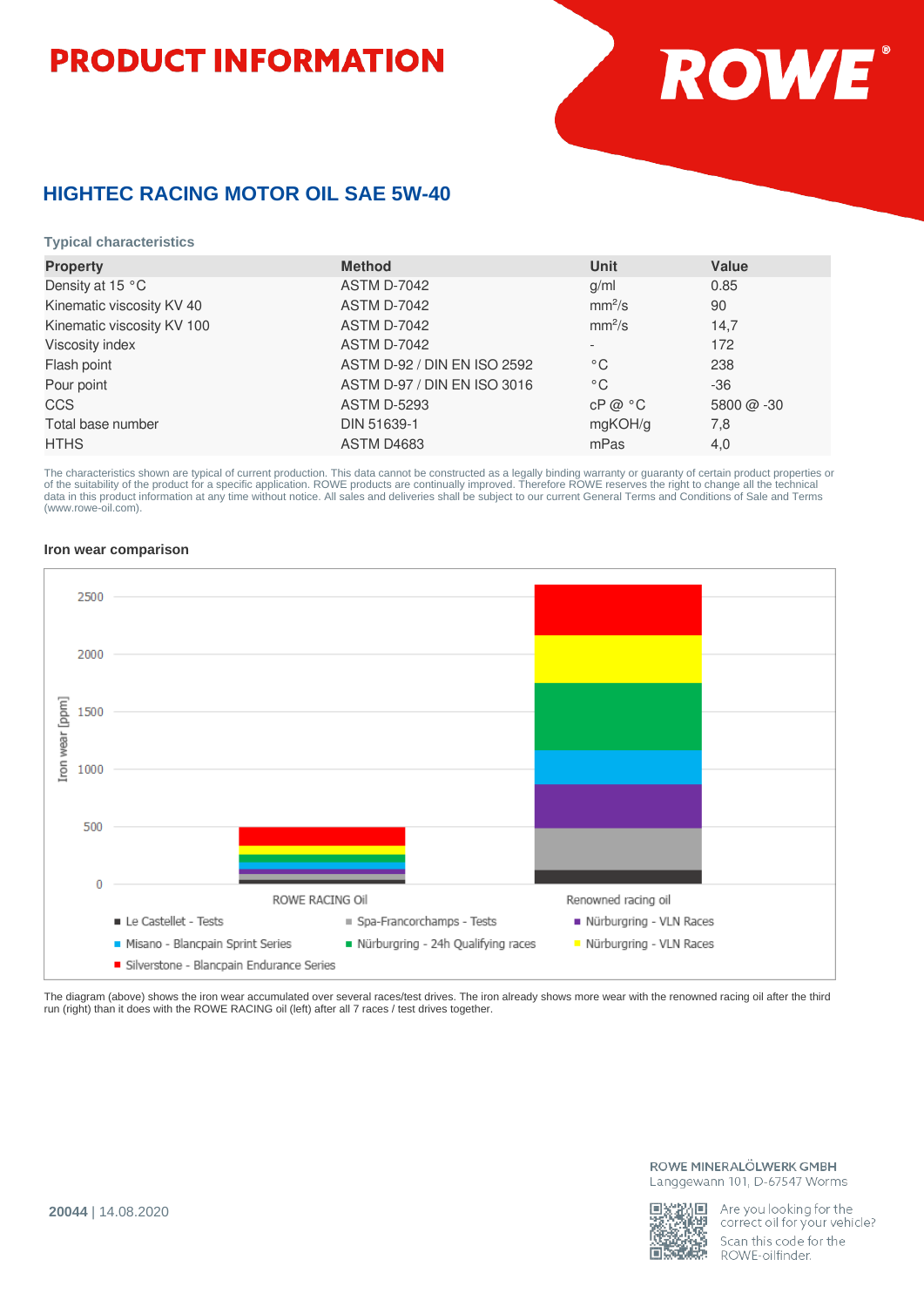# PRODUCT INFORMATION

ROWE®

## HIGHTEC RACING MOTOR OIL SAE 5W-40

### Typical characteristics

| Property | Method | Unit | Value |
|---|---|---|---|
| Density at 15 °C | ASTM D-7042 | g/ml | 0.85 |
| Kinematic viscosity KV 40 | ASTM D-7042 | $mm^2/s$ | 90 |
| Kinematic viscosity KV 100 | ASTM D-7042 | $mm^2/s$ | 14,7 |
| Viscosity index | ASTM D-7042 | - | 172 |
| Flash point | ASTM D-92 / DIN EN ISO 2592 | °C | 238 |
| Pour point | ASTM D-97 / DIN EN ISO 3016 | °C | -36 |
| CCS | ASTM D-5293 | cP @ °C | 5800 @ -30 |
| Total base number | DIN 51639-1 | mgKOH/g | 7,8 |
| HTHS | ASTM D4683 | mPas | 4,0 |

The characteristics shown are typical of current production. This data cannot be constructed as a legally binding warranty or guaranty of certain product properties or of the suitability of the product for a specific application. ROWE products are continually improved. Therefore ROWE reserves the right to change all the technical data in this product information at any time without notice. All sales and deliveries shall be subject to our current General Terms and Conditions of Sale and Terms (www.rowe-oil.com).

### Iron wear comparison

Iron wear [ppm]

2500
2000
1500
1000
500
0

ROWE RACING Oil
Renowned racing oil

Le Castellet - Tests
Spa-Francorchamps - Tests
Nürburgring - VLN Races
Misano - Blancpain Sprint Series
Nürburgring - 24h Qualifying races
Nürburgring - VLN Races
Silverstone - Blancpain Endurance Series

The diagram (above) shows the iron wear accumulated over several races/test drives. The iron already shows more wear with the renowned racing oil after the third run (right) than it does with the ROWE RACING oil (left) after all 7 races / test drives together.

**20044** | 14.08.2020

ROWE MINERALÖLWERK GMBH
Langgewann 101, D-67547 Worms

Are you looking for the correct oil for your vehicle?
Scan this code for the ROWE-oilfinder.